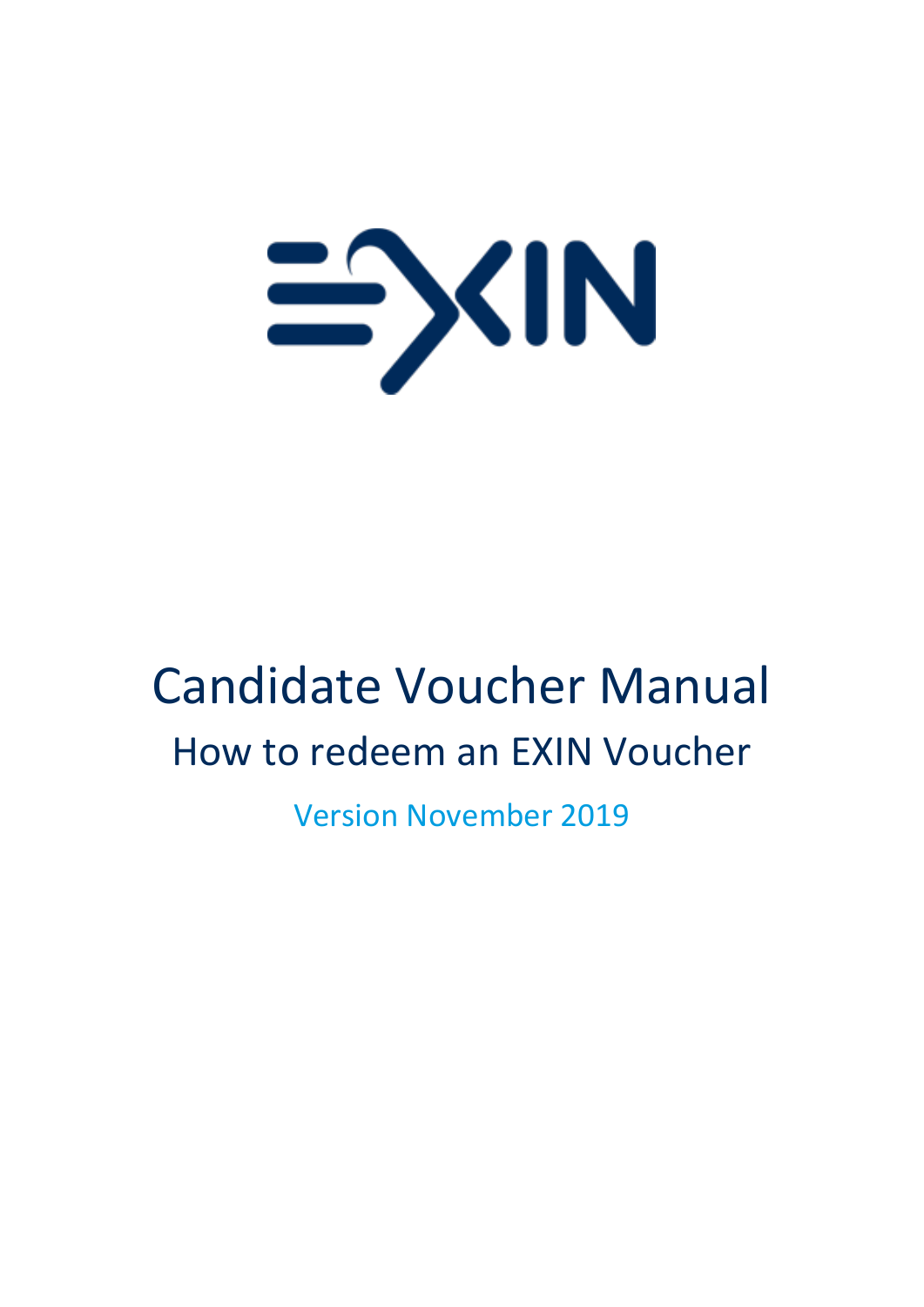# Candidate Voucher Manual

## How to redeem an EXIN Voucher

Version November 2019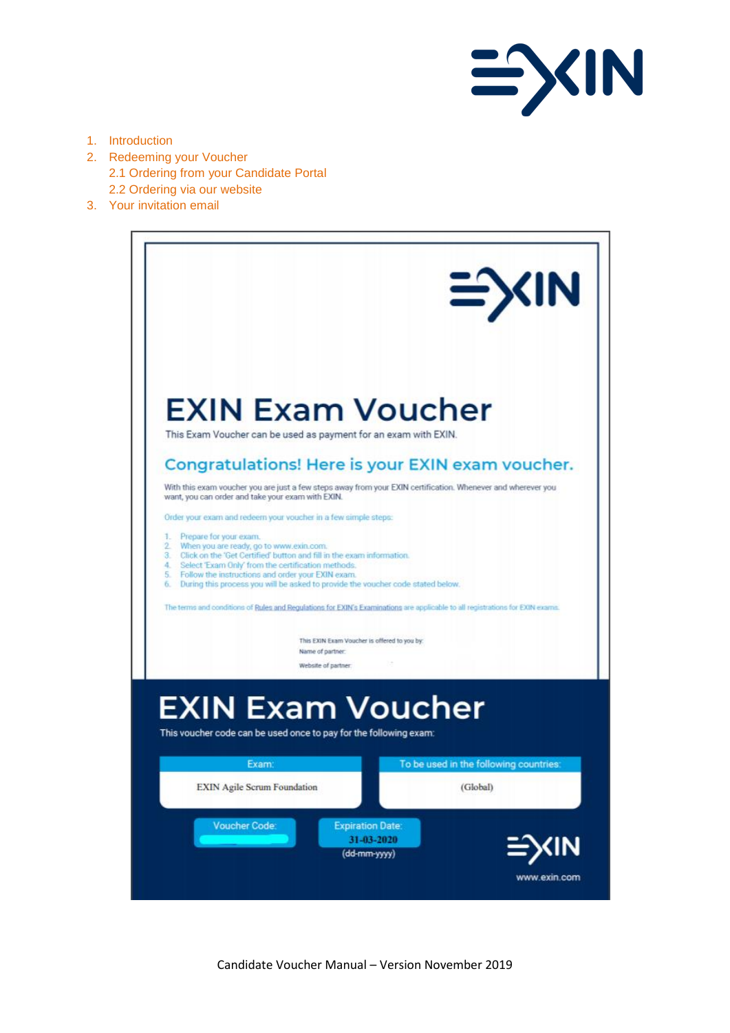1. Introduction
2. Redeeming your Voucher
   2.1 Ordering from your Candidate Portal
   2.2 Ordering via our website
3. Your invitation email

# EXIN Exam Voucher

This Exam Voucher can be used as payment for an exam with EXIN.

## Congratulations! Here is your EXIN exam voucher.

With this exam voucher you are just a few steps away from your EXIN certification. Whenever and wherever you want, you can order and take your exam with EXIN.

Order your exam and redeem your voucher in a few simple steps:

1. Prepare for your exam.
2. When you are ready, go to www.exin.com.
3. Click on the 'Get Certified' button and fill in the exam information.
4. Select 'Exam Only' from the certification methods.
5. Follow the instructions and order your EXIN exam.
6. During this process you will be asked to provide the voucher code stated below.

The terms and conditions of Rules and Regulations for EXIN's Examinations are applicable to all registrations for EXIN exams.

This EXIN Exam Voucher is offered to you by:
Name of partner:
Website of partner:

# EXIN Exam Voucher

This voucher code can be used once to pay for the following exam:

| Exam: | To be used in the following countries: |
|---|---|
| EXIN Agile Scrum Foundation | (Global) |

| Voucher Code: | Expiration Date: |
|---|---|
| | 31-03-2020 (dd-mm-yyyy) |

www.exin.com

Candidate Voucher Manual – Version November 2019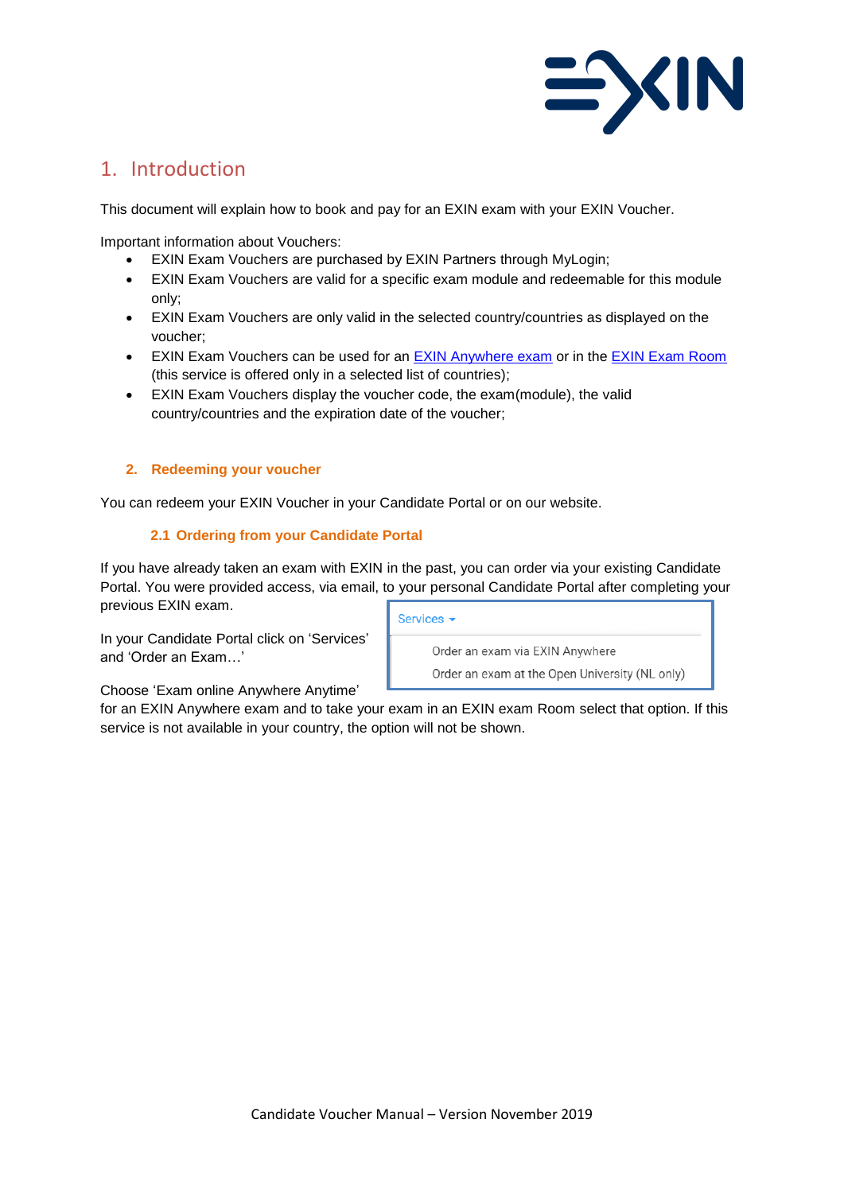# 1. Introduction

This document will explain how to book and pay for an EXIN exam with your EXIN Voucher.

Important information about Vouchers:

- EXIN Exam Vouchers are purchased by EXIN Partners through MyLogin;
- EXIN Exam Vouchers are valid for a specific exam module and redeemable for this module only;
- EXIN Exam Vouchers are only valid in the selected country/countries as displayed on the voucher;
- EXIN Exam Vouchers can be used for an [EXIN Anywhere exam]() or in the [EXIN Exam Room]() (this service is offered only in a selected list of countries);
- EXIN Exam Vouchers display the voucher code, the exam(module), the valid country/countries and the expiration date of the voucher;

## 2. Redeeming your voucher

You can redeem your EXIN Voucher in your Candidate Portal or on our website.

### 2.1 Ordering from your Candidate Portal

If you have already taken an exam with EXIN in the past, you can order via your existing Candidate Portal. You were provided access, via email, to your personal Candidate Portal after completing your previous EXIN exam.

In your Candidate Portal click on 'Services' and 'Order an Exam…'

Services ▾
- Order an exam via EXIN Anywhere
- Order an exam at the Open University (NL only)

Choose 'Exam online Anywhere Anytime' for an EXIN Anywhere exam and to take your exam in an EXIN exam Room select that option. If this service is not available in your country, the option will not be shown.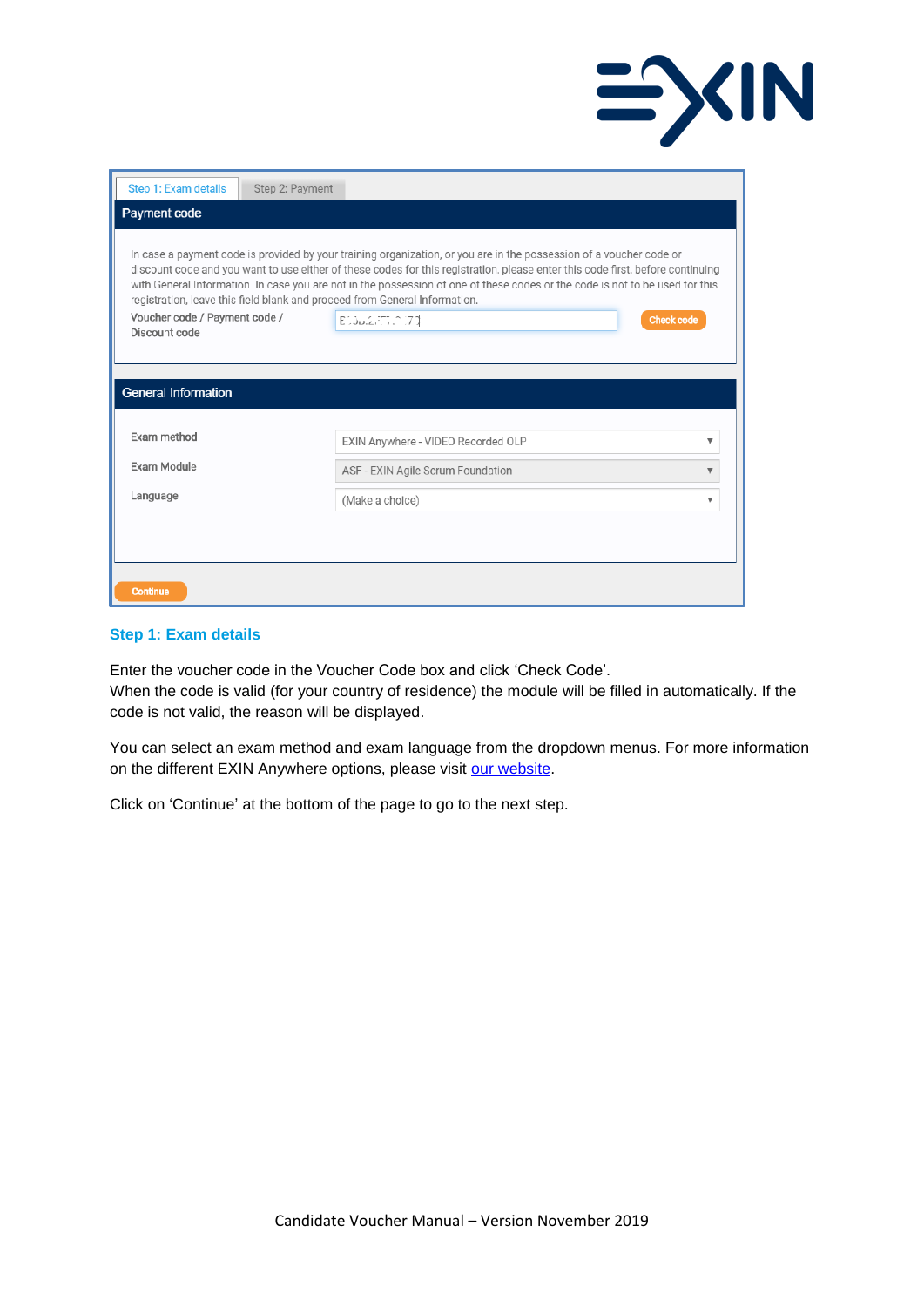## Step 1: Exam details

Enter the voucher code in the Voucher Code box and click 'Check Code'.
When the code is valid (for your country of residence) the module will be filled in automatically. If the code is not valid, the reason will be displayed.

You can select an exam method and exam language from the dropdown menus. For more information on the different EXIN Anywhere options, please visit our website.

Click on 'Continue' at the bottom of the page to go to the next step.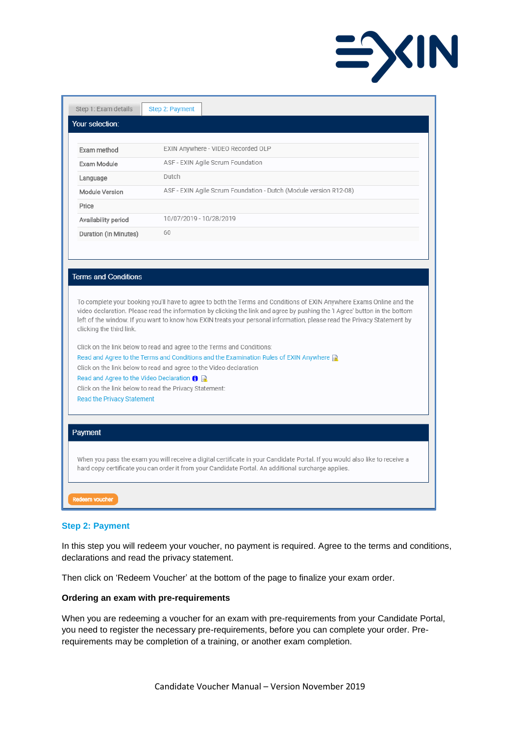Step 1: Exam details | Step 2: Payment

**Your selection:**

| | |
|---|---|
| Exam method | EXIN Anywhere - VIDEO Recorded OLP |
| Exam Module | ASF - EXIN Agile Scrum Foundation |
| Language | Dutch |
| Module Version | ASF - EXIN Agile Scrum Foundation - Dutch (Module version R12-08) |
| Price | |
| Availability period | 10/07/2019 - 10/28/2019 |
| Duration (in Minutes) | 60 |

**Terms and Conditions**

To complete your booking you'll have to agree to both the Terms and Conditions of EXIN Anywhere Exams Online and the video declaration. Please read the information by clicking the link and agree by pushing the 'I Agree' button in the bottom left of the window. If you want to know how EXIN treats your personal information, please read the Privacy Statement by clicking the third link.

Click on the link below to read and agree to the Terms and Conditions:
Read and Agree to the Terms and Conditions and the Examination Rules of EXIN Anywhere
Click on the link below to read and agree to the Video declaration
Read and Agree to the Video Declaration
Click on the link below to read the Privacy Statement:
Read the Privacy Statement

**Payment**

When you pass the exam you will receive a digital certificate in your Candidate Portal. If you would also like to receive a hard copy certificate you can order it from your Candidate Portal. An additional surcharge applies.

Redeem voucher

## Step 2: Payment

In this step you will redeem your voucher, no payment is required. Agree to the terms and conditions, declarations and read the privacy statement.

Then click on 'Redeem Voucher' at the bottom of the page to finalize your exam order.

**Ordering an exam with pre-requirements**

When you are redeeming a voucher for an exam with pre-requirements from your Candidate Portal, you need to register the necessary pre-requirements, before you can complete your order. Pre-requirements may be completion of a training, or another exam completion.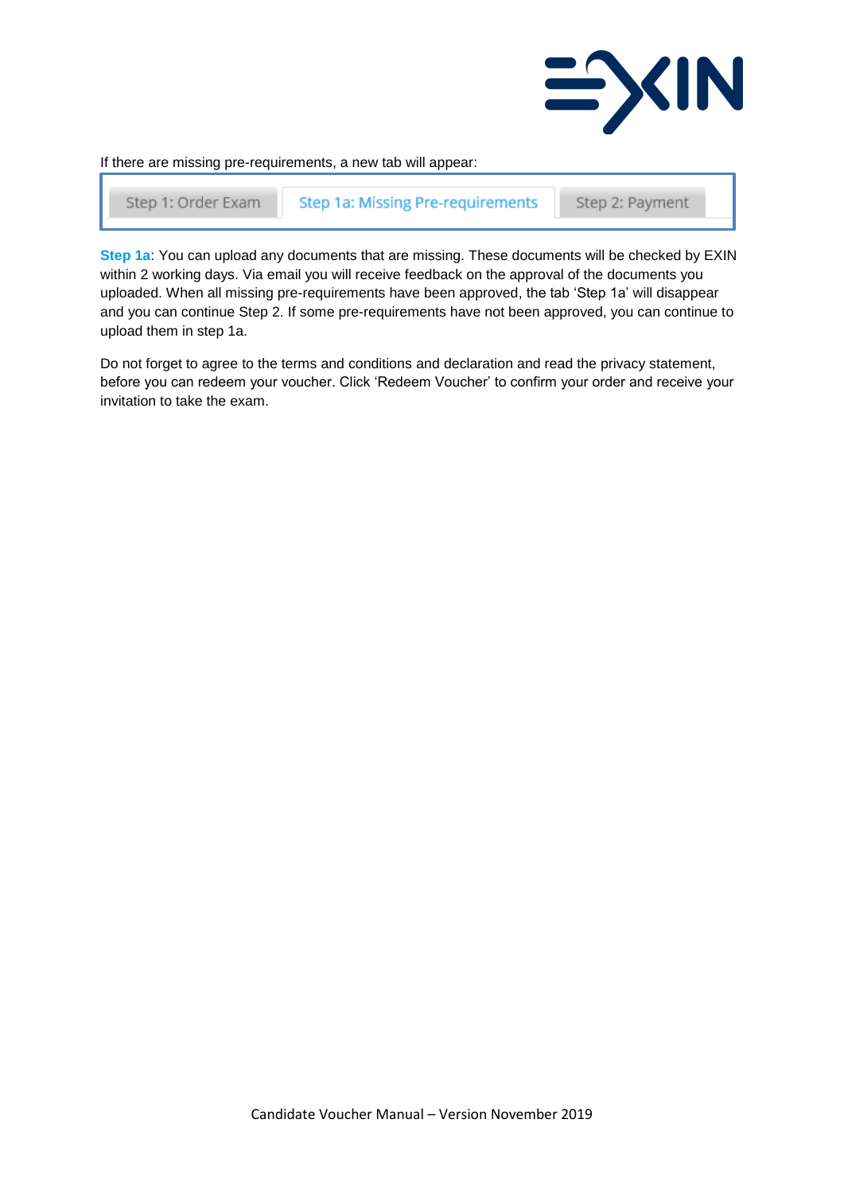If there are missing pre-requirements, a new tab will appear:

| Step 1: Order Exam | Step 1a: Missing Pre-requirements | Step 2: Payment |
| --- | --- | --- |

**Step 1a**: You can upload any documents that are missing. These documents will be checked by EXIN within 2 working days. Via email you will receive feedback on the approval of the documents you uploaded. When all missing pre-requirements have been approved, the tab 'Step 1a' will disappear and you can continue Step 2. If some pre-requirements have not been approved, you can continue to upload them in step 1a.

Do not forget to agree to the terms and conditions and declaration and read the privacy statement, before you can redeem your voucher. Click 'Redeem Voucher' to confirm your order and receive your invitation to take the exam.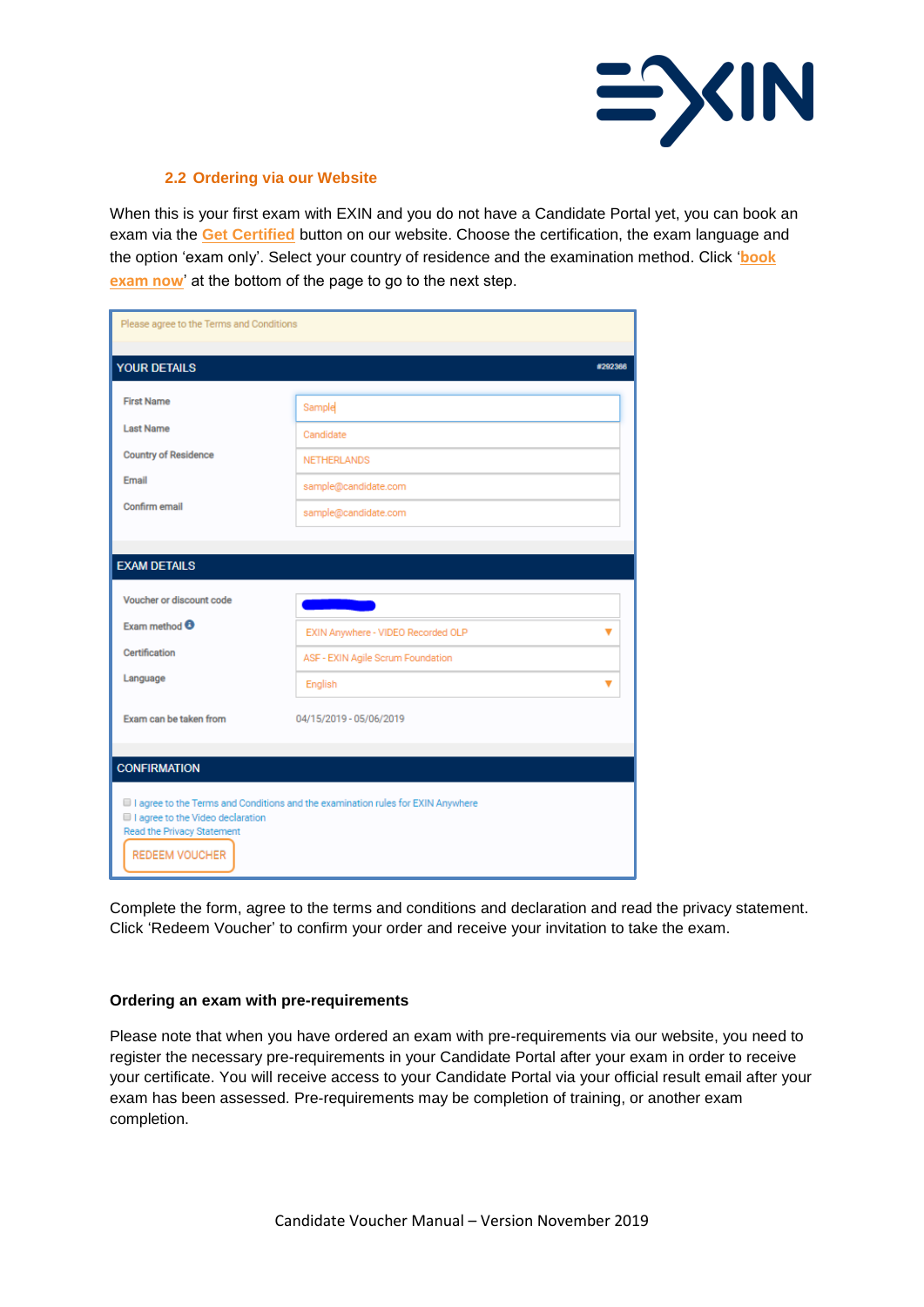## 2.2 Ordering via our Website

When this is your first exam with EXIN and you do not have a Candidate Portal yet, you can book an exam via the **Get Certified** button on our website. Choose the certification, the exam language and the option 'exam only'. Select your country of residence and the examination method. Click '**book exam now**' at the bottom of the page to go to the next step.

Please agree to the Terms and Conditions

**YOUR DETAILS** #292368

| | |
|---|---|
| First Name | Sample |
| Last Name | Candidate |
| Country of Residence | NETHERLANDS |
| Email | sample@candidate.com |
| Confirm email | sample@candidate.com |

**EXAM DETAILS**

| | |
|---|---|
| Voucher or discount code | |
| Exam method | EXIN Anywhere - VIDEO Recorded OLP |
| Certification | ASF - EXIN Agile Scrum Foundation |
| Language | English |
| Exam can be taken from | 04/15/2019 - 05/06/2019 |

**CONFIRMATION**

- I agree to the Terms and Conditions and the examination rules for EXIN Anywhere
- I agree to the Video declaration

Read the Privacy Statement

REDEEM VOUCHER

Complete the form, agree to the terms and conditions and declaration and read the privacy statement. Click 'Redeem Voucher' to confirm your order and receive your invitation to take the exam.

### Ordering an exam with pre-requirements

Please note that when you have ordered an exam with pre-requirements via our website, you need to register the necessary pre-requirements in your Candidate Portal after your exam in order to receive your certificate. You will receive access to your Candidate Portal via your official result email after your exam has been assessed. Pre-requirements may be completion of training, or another exam completion.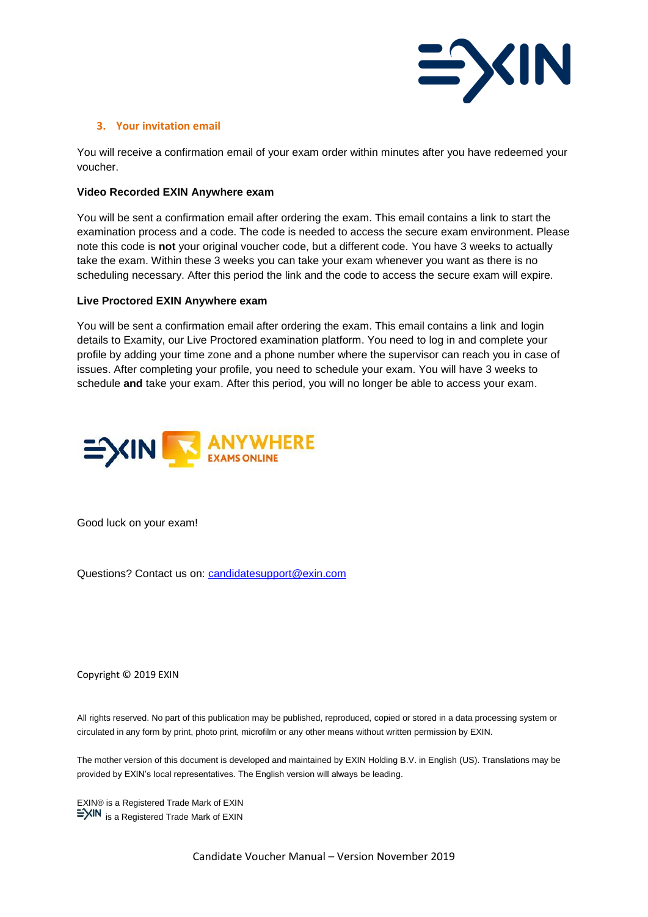## 3. Your invitation email

You will receive a confirmation email of your exam order within minutes after you have redeemed your voucher.

**Video Recorded EXIN Anywhere exam**

You will be sent a confirmation email after ordering the exam. This email contains a link to start the examination process and a code. The code is needed to access the secure exam environment. Please note this code is **not** your original voucher code, but a different code. You have 3 weeks to actually take the exam. Within these 3 weeks you can take your exam whenever you want as there is no scheduling necessary. After this period the link and the code to access the secure exam will expire.

**Live Proctored EXIN Anywhere exam**

You will be sent a confirmation email after ordering the exam. This email contains a link and login details to Examity, our Live Proctored examination platform. You need to log in and complete your profile by adding your time zone and a phone number where the supervisor can reach you in case of issues. After completing your profile, you need to schedule your exam. You will have 3 weeks to schedule **and** take your exam. After this period, you will no longer be able to access your exam.

Good luck on your exam!

Questions? Contact us on: candidatesupport@exin.com

Copyright © 2019 EXIN

All rights reserved. No part of this publication may be published, reproduced, copied or stored in a data processing system or circulated in any form by print, photo print, microfilm or any other means without written permission by EXIN.

The mother version of this document is developed and maintained by EXIN Holding B.V. in English (US). Translations may be provided by EXIN's local representatives. The English version will always be leading.

EXIN® is a Registered Trade Mark of EXIN
EXIN is a Registered Trade Mark of EXIN